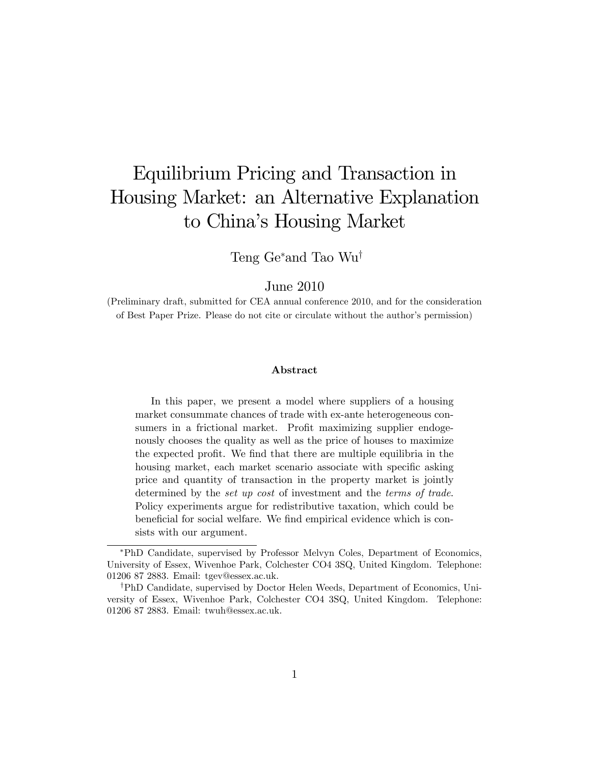# Equilibrium Pricing and Transaction in Housing Market: an Alternative Explanation to China's Housing Market

Teng Ge[*] and Tao Wu[†]

June 2010

(Preliminary draft, submitted for CEA annual conference 2010, and for the consideration of Best Paper Prize. Please do not cite or circulate without the author's permission)

### Abstract

In this paper, we present a model where suppliers of a housing market consummate chances of trade with ex-ante heterogeneous consumers in a frictional market. Profit maximizing supplier endogenously chooses the quality as well as the price of houses to maximize the expected profit. We find that there are multiple equilibria in the housing market, each market scenario associate with specific asking price and quantity of transaction in the property market is jointly determined by the *set up cost* of investment and the *terms of trade*. Policy experiments argue for redistributive taxation, which could be beneficial for social welfare. We find empirical evidence which is consists with our argument.

---

[*] PhD Candidate, supervised by Professor Melvyn Coles, Department of Economics, University of Essex, Wivenhoe Park, Colchester CO4 3SQ, United Kingdom. Telephone: 01206 87 2883. Email: tgev@essex.ac.uk.

[†] PhD Candidate, supervised by Doctor Helen Weeds, Department of Economics, University of Essex, Wivenhoe Park, Colchester CO4 3SQ, United Kingdom. Telephone: 01206 87 2883. Email: twuh@essex.ac.uk.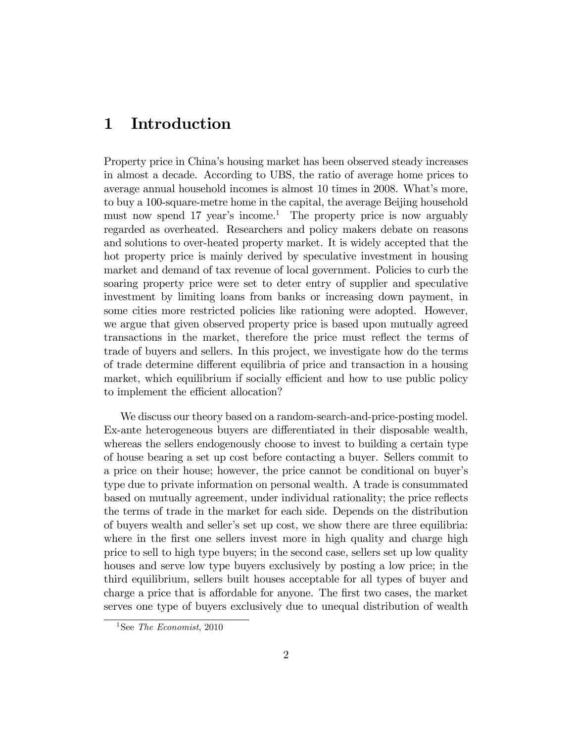# 1 Introduction

Property price in China's housing market has been observed steady increases in almost a decade. According to UBS, the ratio of average home prices to average annual household incomes is almost 10 times in 2008. What's more, to buy a 100-square-metre home in the capital, the average Beijing household must now spend 17 year's income.[1] The property price is now arguably regarded as overheated. Researchers and policy makers debate on reasons and solutions to over-heated property market. It is widely accepted that the hot property price is mainly derived by speculative investment in housing market and demand of tax revenue of local government. Policies to curb the soaring property price were set to deter entry of supplier and speculative investment by limiting loans from banks or increasing down payment, in some cities more restricted policies like rationing were adopted. However, we argue that given observed property price is based upon mutually agreed transactions in the market, therefore the price must reflect the terms of trade of buyers and sellers. In this project, we investigate how do the terms of trade determine different equilibria of price and transaction in a housing market, which equilibrium if socially efficient and how to use public policy to implement the efficient allocation?

We discuss our theory based on a random-search-and-price-posting model. Ex-ante heterogeneous buyers are differentiated in their disposable wealth, whereas the sellers endogenously choose to invest to building a certain type of house bearing a set up cost before contacting a buyer. Sellers commit to a price on their house; however, the price cannot be conditional on buyer's type due to private information on personal wealth. A trade is consummated based on mutually agreement, under individual rationality; the price reflects the terms of trade in the market for each side. Depends on the distribution of buyers wealth and seller's set up cost, we show there are three equilibria: where in the first one sellers invest more in high quality and charge high price to sell to high type buyers; in the second case, sellers set up low quality houses and serve low type buyers exclusively by posting a low price; in the third equilibrium, sellers built houses acceptable for all types of buyer and charge a price that is affordable for anyone. The first two cases, the market serves one type of buyers exclusively due to unequal distribution of wealth

[1] See *The Economist*, 2010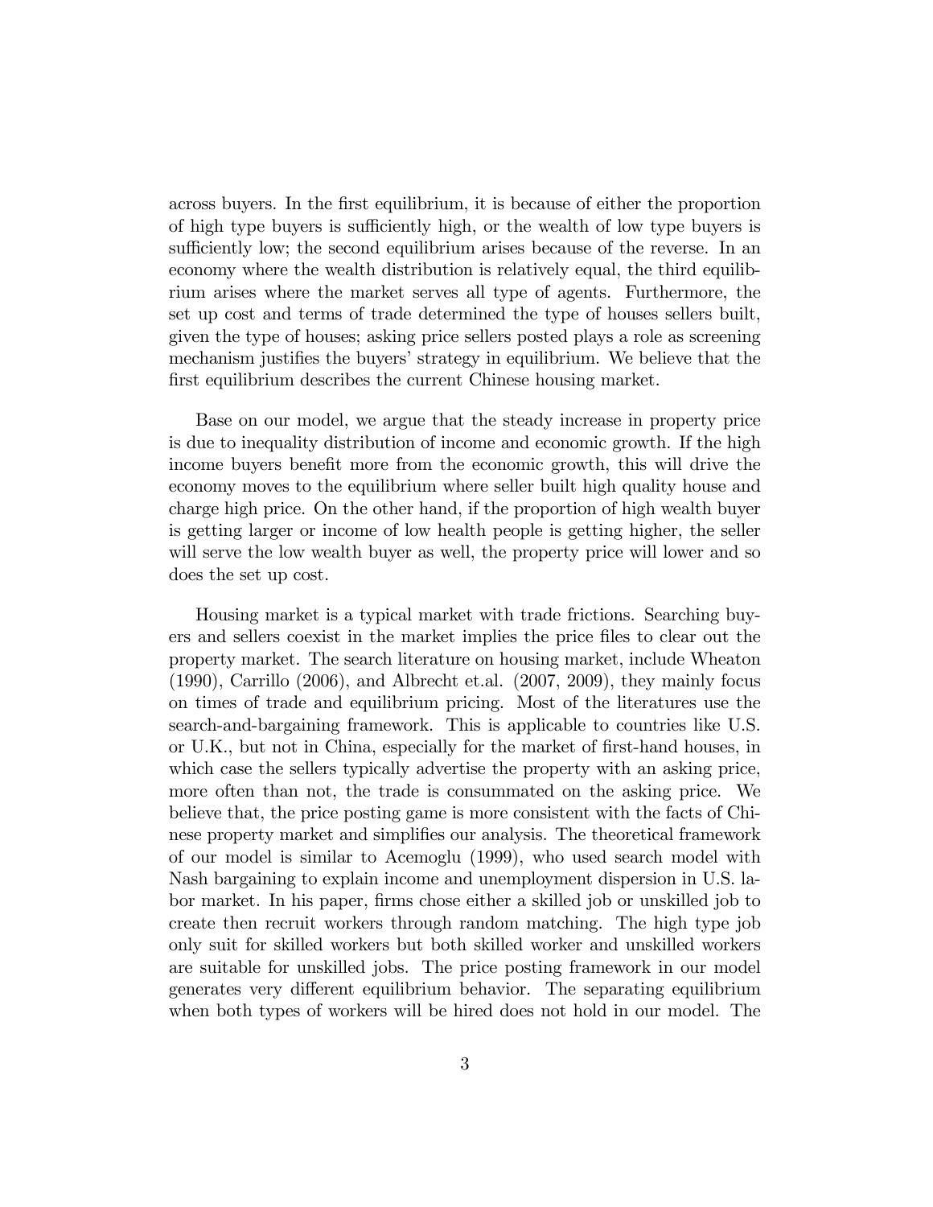across buyers. In the first equilibrium, it is because of either the proportion of high type buyers is sufficiently high, or the wealth of low type buyers is sufficiently low; the second equilibrium arises because of the reverse. In an economy where the wealth distribution is relatively equal, the third equilibrium arises where the market serves all type of agents. Furthermore, the set up cost and terms of trade determined the type of houses sellers built, given the type of houses; asking price sellers posted plays a role as screening mechanism justifies the buyers' strategy in equilibrium. We believe that the first equilibrium describes the current Chinese housing market.

Base on our model, we argue that the steady increase in property price is due to inequality distribution of income and economic growth. If the high income buyers benefit more from the economic growth, this will drive the economy moves to the equilibrium where seller built high quality house and charge high price. On the other hand, if the proportion of high wealth buyer is getting larger or income of low health people is getting higher, the seller will serve the low wealth buyer as well, the property price will lower and so does the set up cost.

Housing market is a typical market with trade frictions. Searching buyers and sellers coexist in the market implies the price files to clear out the property market. The search literature on housing market, include Wheaton (1990), Carrillo (2006), and Albrecht et.al. (2007, 2009), they mainly focus on times of trade and equilibrium pricing. Most of the literatures use the search-and-bargaining framework. This is applicable to countries like U.S. or U.K., but not in China, especially for the market of first-hand houses, in which case the sellers typically advertise the property with an asking price, more often than not, the trade is consummated on the asking price. We believe that, the price posting game is more consistent with the facts of Chinese property market and simplifies our analysis. The theoretical framework of our model is similar to Acemoglu (1999), who used search model with Nash bargaining to explain income and unemployment dispersion in U.S. labor market. In his paper, firms chose either a skilled job or unskilled job to create then recruit workers through random matching. The high type job only suit for skilled workers but both skilled worker and unskilled workers are suitable for unskilled jobs. The price posting framework in our model generates very different equilibrium behavior. The separating equilibrium when both types of workers will be hired does not hold in our model. The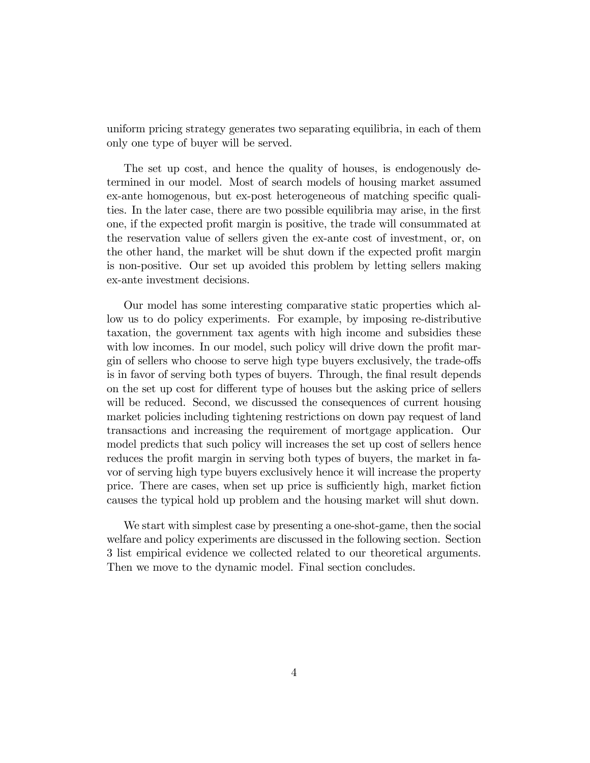uniform pricing strategy generates two separating equilibria, in each of them only one type of buyer will be served.

The set up cost, and hence the quality of houses, is endogenously determined in our model. Most of search models of housing market assumed ex-ante homogenous, but ex-post heterogeneous of matching specific qualities. In the later case, there are two possible equilibria may arise, in the first one, if the expected profit margin is positive, the trade will consummated at the reservation value of sellers given the ex-ante cost of investment, or, on the other hand, the market will be shut down if the expected profit margin is non-positive. Our set up avoided this problem by letting sellers making ex-ante investment decisions.

Our model has some interesting comparative static properties which allow us to do policy experiments. For example, by imposing re-distributive taxation, the government tax agents with high income and subsidies these with low incomes. In our model, such policy will drive down the profit margin of sellers who choose to serve high type buyers exclusively, the trade-offs is in favor of serving both types of buyers. Through, the final result depends on the set up cost for different type of houses but the asking price of sellers will be reduced. Second, we discussed the consequences of current housing market policies including tightening restrictions on down pay request of land transactions and increasing the requirement of mortgage application. Our model predicts that such policy will increases the set up cost of sellers hence reduces the profit margin in serving both types of buyers, the market in favor of serving high type buyers exclusively hence it will increase the property price. There are cases, when set up price is sufficiently high, market fiction causes the typical hold up problem and the housing market will shut down.

We start with simplest case by presenting a one-shot-game, then the social welfare and policy experiments are discussed in the following section. Section 3 list empirical evidence we collected related to our theoretical arguments. Then we move to the dynamic model. Final section concludes.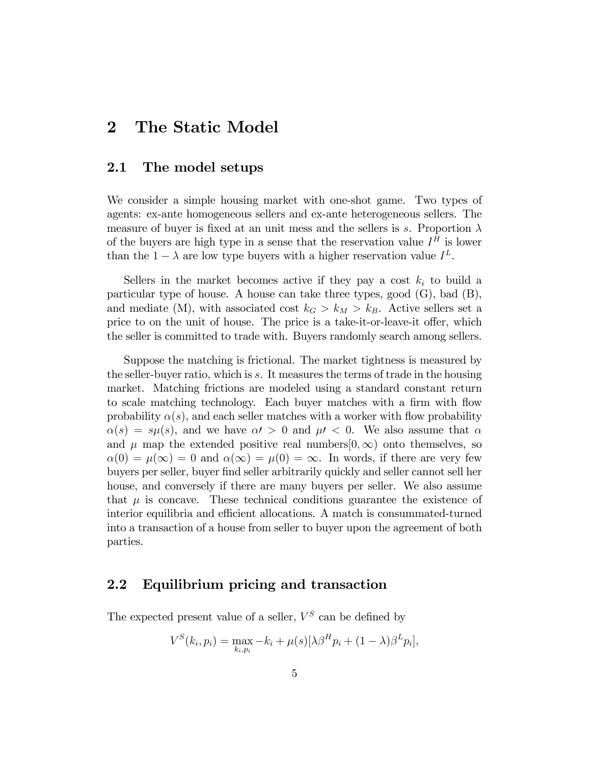# 2 The Static Model

## 2.1 The model setups

We consider a simple housing market with one-shot game. Two types of agents: ex-ante homogeneous sellers and ex-ante heterogeneous sellers. The measure of buyer is fixed at an unit mess and the sellers is $s$. Proportion $\lambda$ of the buyers are high type in a sense that the reservation value $I^H$ is lower than the $1-\lambda$ are low type buyers with a higher reservation value $I^L$.

Sellers in the market becomes active if they pay a cost $k_i$ to build a particular type of house. A house can take three types, good (G), bad (B), and mediate (M), with associated cost $k_G > k_M > k_B$. Active sellers set a price to on the unit of house. The price is a take-it-or-leave-it offer, which the seller is committed to trade with. Buyers randomly search among sellers.

Suppose the matching is frictional. The market tightness is measured by the seller-buyer ratio, which is $s$. It measures the terms of trade in the housing market. Matching frictions are modeled using a standard constant return to scale matching technology. Each buyer matches with a firm with flow probability $\alpha(s)$, and each seller matches with a worker with flow probability $\alpha(s) = s\mu(s)$, and we have $\alpha\prime > 0$ and $\mu\prime < 0$. We also assume that $\alpha$ and $\mu$ map the extended positive real numbers$[0, \infty)$ onto themselves, so $\alpha(0) = \mu(\infty) = 0$ and $\alpha(\infty) = \mu(0) = \infty$. In words, if there are very few buyers per seller, buyer find seller arbitrarily quickly and seller cannot sell her house, and conversely if there are many buyers per seller. We also assume that $\mu$ is concave. These technical conditions guarantee the existence of interior equilibria and efficient allocations. A match is consummated-turned into a transaction of a house from seller to buyer upon the agreement of both parties.

## 2.2 Equilibrium pricing and transaction

The expected present value of a seller, $V^S$ can be defined by

$$V^S(k_i, p_i) = \max_{k_i, p_i} -k_i + \mu(s)[\lambda\beta^H p_i + (1-\lambda)\beta^L p_i],$$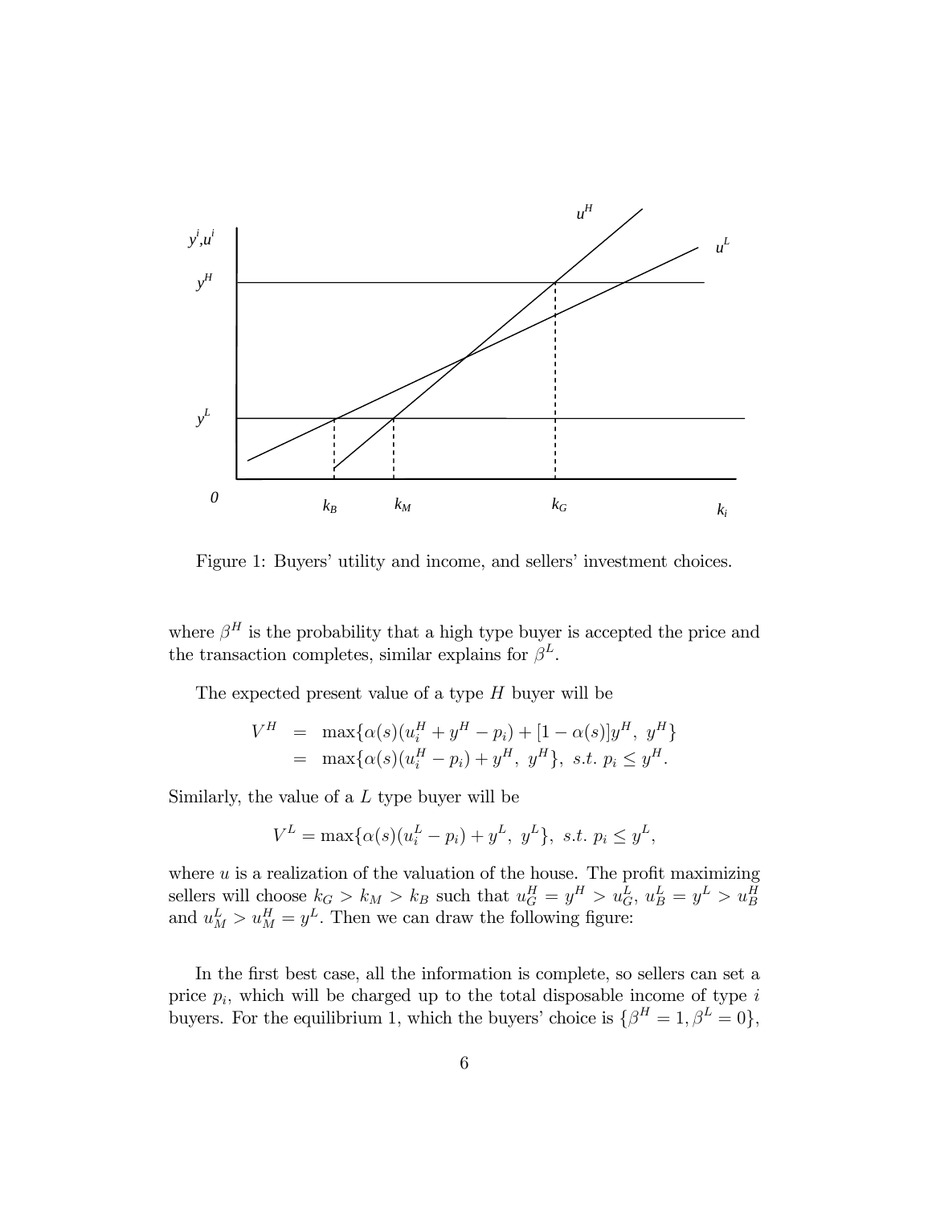Figure 1: Buyers' utility and income, and sellers' investment choices.

where $\beta^H$ is the probability that a high type buyer is accepted the price and the transaction completes, similar explains for $\beta^L$.

The expected present value of a type $H$ buyer will be

$$
\begin{aligned}
V^H &= \max\{\alpha(s)(u_i^H + y^H - p_i) + [1-\alpha(s)]y^H,\ y^H\} \\
&= \max\{\alpha(s)(u_i^H - p_i) + y^H,\ y^H\},\ s.t.\ p_i \leq y^H.
\end{aligned}
$$

Similarly, the value of a $L$ type buyer will be

$$
V^L = \max\{\alpha(s)(u_i^L - p_i) + y^L,\ y^L\},\ s.t.\ p_i \leq y^L,
$$

where $u$ is a realization of the valuation of the house. The profit maximizing sellers will choose $k_G > k_M > k_B$ such that $u_G^H = y^H > u_G^L$, $u_B^L = y^L > u_B^H$ and $u_M^L > u_M^H = y^L$. Then we can draw the following figure:

In the first best case, all the information is complete, so sellers can set a price $p_i$, which will be charged up to the total disposable income of type $i$ buyers. For the equilibrium 1, which the buyers' choice is $\{\beta^H = 1, \beta^L = 0\}$,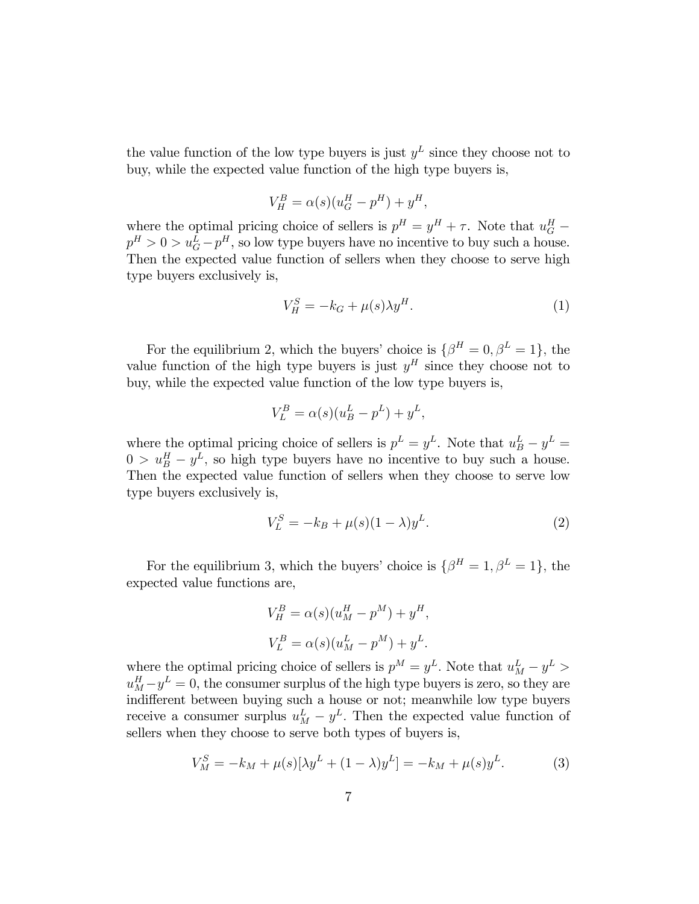the value function of the low type buyers is just $y^L$ since they choose not to buy, while the expected value function of the high type buyers is,

$$V_H^B = \alpha(s)(u_G^H - p^H) + y^H,$$

where the optimal pricing choice of sellers is $p^H = y^H + \tau$. Note that $u_G^H - p^H > 0 > u_G^L - p^H$, so low type buyers have no incentive to buy such a house. Then the expected value function of sellers when they choose to serve high type buyers exclusively is,

$$V_H^S = -k_G + \mu(s)\lambda y^H. \tag{1}$$

For the equilibrium 2, which the buyers' choice is $\{\beta^H = 0, \beta^L = 1\}$, the value function of the high type buyers is just $y^H$ since they choose not to buy, while the expected value function of the low type buyers is,

$$V_L^B = \alpha(s)(u_B^L - p^L) + y^L,$$

where the optimal pricing choice of sellers is $p^L = y^L$. Note that $u_B^L - y^L = 0 > u_B^H - y^L$, so high type buyers have no incentive to buy such a house. Then the expected value function of sellers when they choose to serve low type buyers exclusively is,

$$V_L^S = -k_B + \mu(s)(1-\lambda)y^L. \tag{2}$$

For the equilibrium 3, which the buyers' choice is $\{\beta^H = 1, \beta^L = 1\}$, the expected value functions are,

$$V_H^B = \alpha(s)(u_M^H - p^M) + y^H,$$

$$V_L^B = \alpha(s)(u_M^L - p^M) + y^L.$$

where the optimal pricing choice of sellers is $p^M = y^L$. Note that $u_M^L - y^L > u_M^H - y^L = 0$, the consumer surplus of the high type buyers is zero, so they are indifferent between buying such a house or not; meanwhile low type buyers receive a consumer surplus $u_M^L - y^L$. Then the expected value function of sellers when they choose to serve both types of buyers is,

$$V_M^S = -k_M + \mu(s)[\lambda y^L + (1-\lambda)y^L] = -k_M + \mu(s)y^L. \tag{3}$$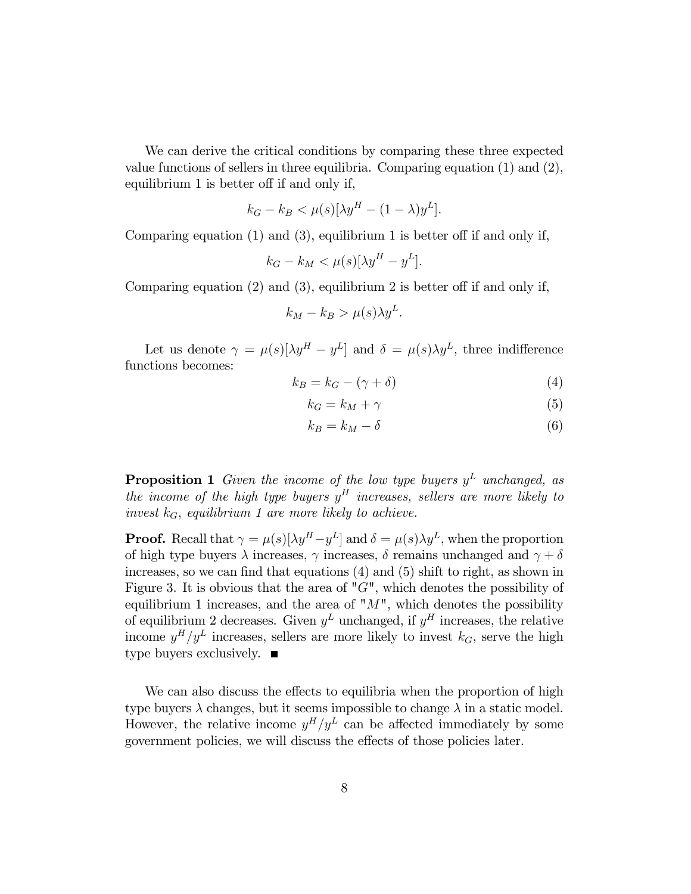We can derive the critical conditions by comparing these three expected value functions of sellers in three equilibria. Comparing equation (1) and (2), equilibrium 1 is better off if and only if,

$$k_G - k_B < \mu(s)[\lambda y^H - (1-\lambda)y^L].$$

Comparing equation (1) and (3), equilibrium 1 is better off if and only if,

$$k_G - k_M < \mu(s)[\lambda y^H - y^L].$$

Comparing equation (2) and (3), equilibrium 2 is better off if and only if,

$$k_M - k_B > \mu(s)\lambda y^L.$$

Let us denote $\gamma = \mu(s)[\lambda y^H - y^L]$ and $\delta = \mu(s)\lambda y^L$, three indifference functions becomes:

$$k_B = k_G - (\gamma + \delta) \tag{4}$$

$$k_G = k_M + \gamma \tag{5}$$

$$k_B = k_M - \delta \tag{6}$$

**Proposition 1** *Given the income of the low type buyers $y^L$ unchanged, as the income of the high type buyers $y^H$ increases, sellers are more likely to invest $k_G$, equilibrium 1 are more likely to achieve.*

**Proof.** Recall that $\gamma = \mu(s)[\lambda y^H - y^L]$ and $\delta = \mu(s)\lambda y^L$, when the proportion of high type buyers $\lambda$ increases, $\gamma$ increases, $\delta$ remains unchanged and $\gamma + \delta$ increases, so we can find that equations (4) and (5) shift to right, as shown in Figure 3. It is obvious that the area of "$G$", which denotes the possibility of equilibrium 1 increases, and the area of "$M$", which denotes the possibility of equilibrium 2 decreases. Given $y^L$ unchanged, if $y^H$ increases, the relative income $y^H/y^L$ increases, sellers are more likely to invest $k_G$, serve the high type buyers exclusively. ■

We can also discuss the effects to equilibria when the proportion of high type buyers $\lambda$ changes, but it seems impossible to change $\lambda$ in a static model. However, the relative income $y^H/y^L$ can be affected immediately by some government policies, we will discuss the effects of those policies later.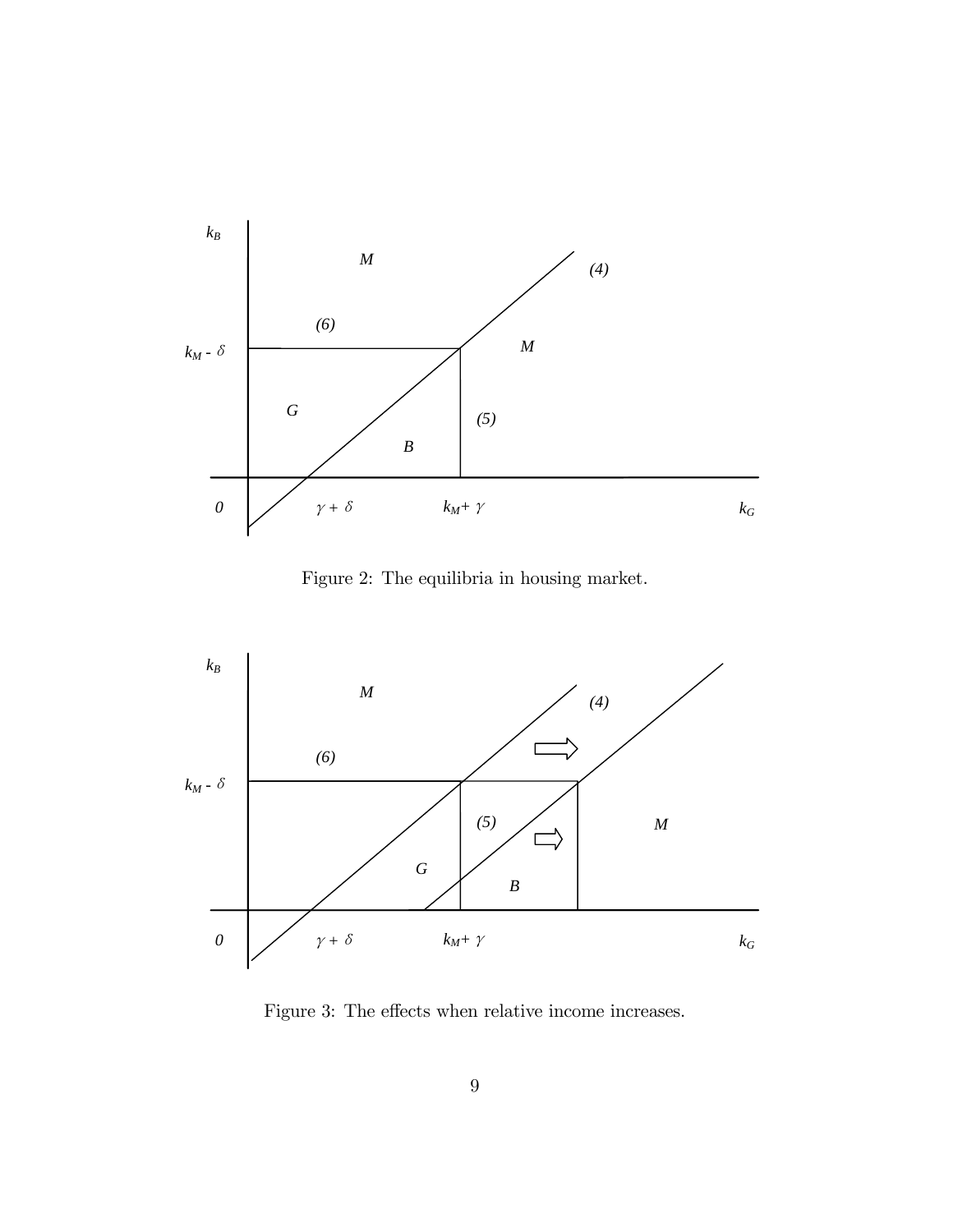Figure 2: The equilibria in housing market.

Figure 3: The effects when relative income increases.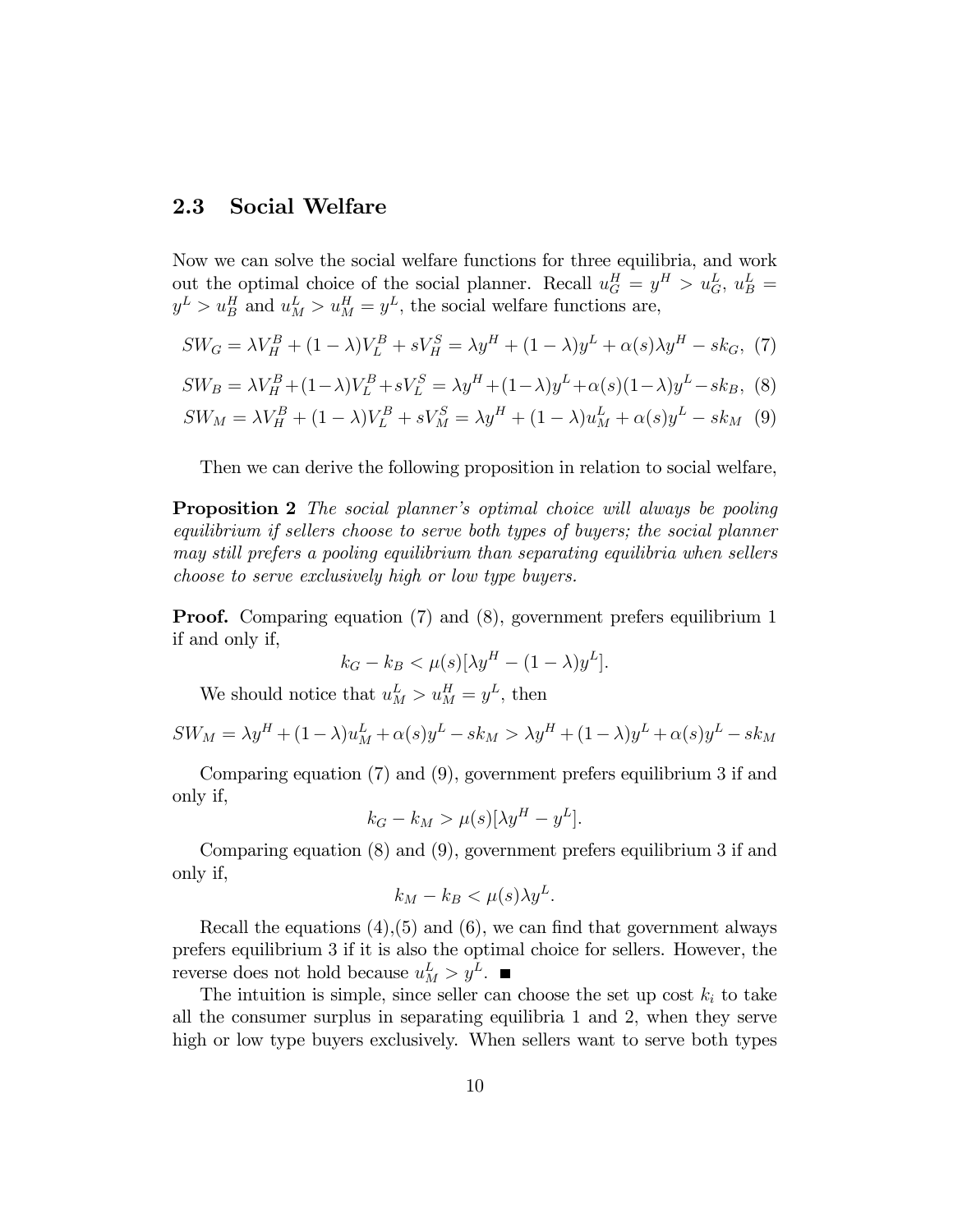## 2.3 Social Welfare

Now we can solve the social welfare functions for three equilibria, and work out the optimal choice of the social planner. Recall $u^H_G = y^H > u^L_G$, $u^L_B = y^L > u^H_B$ and $u^L_M > u^H_M = y^L$, the social welfare functions are,

$$SW_G = \lambda V^B_H + (1-\lambda)V^B_L + sV^S_H = \lambda y^H + (1-\lambda)y^L + \alpha(s)\lambda y^H - sk_G, \quad (7)$$

$$SW_B = \lambda V^B_H + (1-\lambda)V^B_L + sV^S_L = \lambda y^H + (1-\lambda)y^L + \alpha(s)(1-\lambda)y^L - sk_B, \quad (8)$$

$$SW_M = \lambda V^B_H + (1-\lambda)V^B_L + sV^S_M = \lambda y^H + (1-\lambda)u^L_M + \alpha(s)y^L - sk_M \quad (9)$$

Then we can derive the following proposition in relation to social welfare,

**Proposition 2** *The social planner's optimal choice will always be pooling equilibrium if sellers choose to serve both types of buyers; the social planner may still prefers a pooling equilibrium than separating equilibria when sellers choose to serve exclusively high or low type buyers.*

**Proof.** Comparing equation (7) and (8), government prefers equilibrium 1 if and only if,

$$k_G - k_B < \mu(s)[\lambda y^H - (1-\lambda)y^L].$$

We should notice that $u^L_M > u^H_M = y^L$, then

$$SW_M = \lambda y^H + (1-\lambda)u^L_M + \alpha(s)y^L - sk_M > \lambda y^H + (1-\lambda)y^L + \alpha(s)y^L - sk_M$$

Comparing equation (7) and (9), government prefers equilibrium 3 if and only if,

$$k_G - k_M > \mu(s)[\lambda y^H - y^L].$$

Comparing equation (8) and (9), government prefers equilibrium 3 if and only if,

$$k_M - k_B < \mu(s)\lambda y^L.$$

Recall the equations (4),(5) and (6), we can find that government always prefers equilibrium 3 if it is also the optimal choice for sellers. However, the reverse does not hold because $u^L_M > y^L$. ■

The intuition is simple, since seller can choose the set up cost $k_i$ to take all the consumer surplus in separating equilibria 1 and 2, when they serve high or low type buyers exclusively. When sellers want to serve both types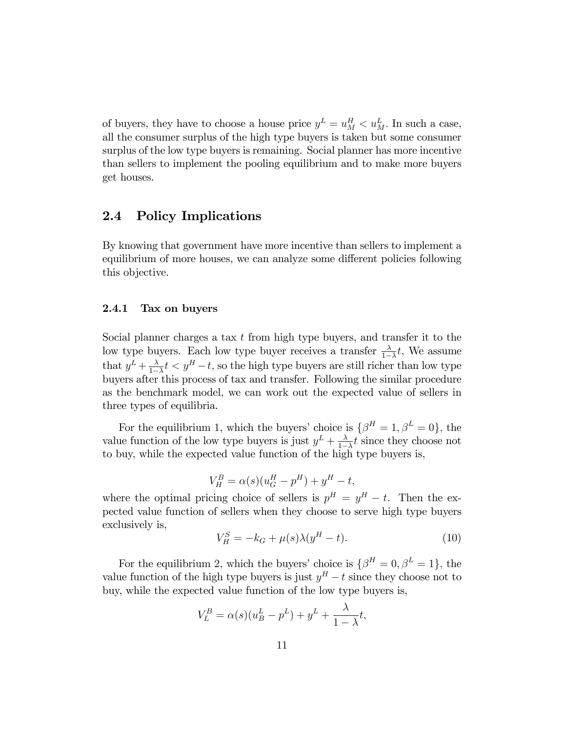of buyers, they have to choose a house price $y^L = u_M^H < u_M^L$. In such a case, all the consumer surplus of the high type buyers is taken but some consumer surplus of the low type buyers is remaining. Social planner has more incentive than sellers to implement the pooling equilibrium and to make more buyers get houses.

## 2.4 Policy Implications

By knowing that government have more incentive than sellers to implement a equilibrium of more houses, we can analyze some different policies following this objective.

### 2.4.1 Tax on buyers

Social planner charges a tax $t$ from high type buyers, and transfer it to the low type buyers. Each low type buyer receives a transfer $\frac{\lambda}{1-\lambda}t$, We assume that $y^L + \frac{\lambda}{1-\lambda}t < y^H - t$, so the high type buyers are still richer than low type buyers after this process of tax and transfer. Following the similar procedure as the benchmark model, we can work out the expected value of sellers in three types of equilibria.

For the equilibrium 1, which the buyers' choice is $\{\beta^H = 1, \beta^L = 0\}$, the value function of the low type buyers is just $y^L + \frac{\lambda}{1-\lambda}t$ since they choose not to buy, while the expected value function of the high type buyers is,

$$V_H^B = \alpha(s)(u_G^H - p^H) + y^H - t,$$

where the optimal pricing choice of sellers is $p^H = y^H - t$. Then the expected value function of sellers when they choose to serve high type buyers exclusively is,

$$V_H^S = -k_G + \mu(s)\lambda(y^H - t). \tag{10}$$

For the equilibrium 2, which the buyers' choice is $\{\beta^H = 0, \beta^L = 1\}$, the value function of the high type buyers is just $y^H - t$ since they choose not to buy, while the expected value function of the low type buyers is,

$$V_L^B = \alpha(s)(u_B^L - p^L) + y^L + \frac{\lambda}{1-\lambda}t,$$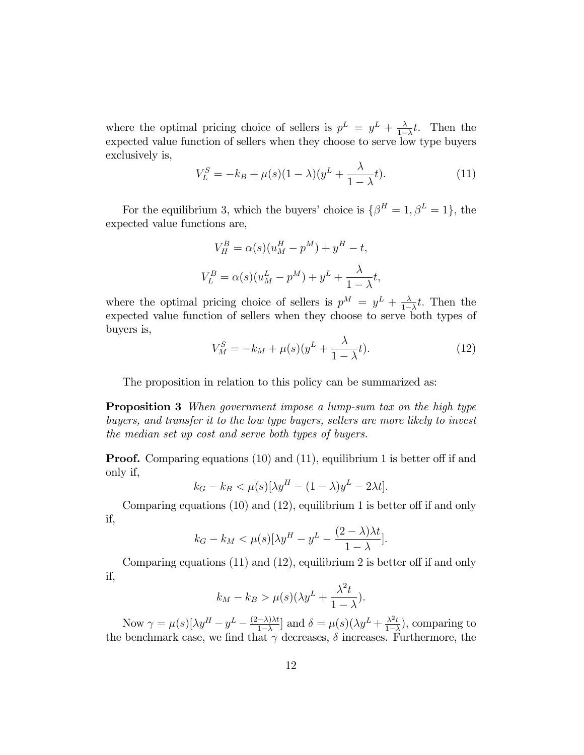where the optimal pricing choice of sellers is $p^L = y^L + \frac{\lambda}{1-\lambda}t$. Then the expected value function of sellers when they choose to serve low type buyers exclusively is,

$$V_L^S = -k_B + \mu(s)(1-\lambda)(y^L + \frac{\lambda}{1-\lambda}t). \tag{11}$$

For the equilibrium 3, which the buyers' choice is $\{\beta^H = 1, \beta^L = 1\}$, the expected value functions are,

$$V_H^B = \alpha(s)(u_M^H - p^M) + y^H - t,$$

$$V_L^B = \alpha(s)(u_M^L - p^M) + y^L + \frac{\lambda}{1-\lambda}t,$$

where the optimal pricing choice of sellers is $p^M = y^L + \frac{\lambda}{1-\lambda}t$. Then the expected value function of sellers when they choose to serve both types of buyers is,

$$V_M^S = -k_M + \mu(s)(y^L + \frac{\lambda}{1-\lambda}t). \tag{12}$$

The proposition in relation to this policy can be summarized as:

**Proposition 3** *When government impose a lump-sum tax on the high type buyers, and transfer it to the low type buyers, sellers are more likely to invest the median set up cost and serve both types of buyers.*

**Proof.** Comparing equations (10) and (11), equilibrium 1 is better off if and only if,

$$k_G - k_B < \mu(s)[\lambda y^H - (1-\lambda)y^L - 2\lambda t].$$

Comparing equations (10) and (12), equilibrium 1 is better off if and only if,

$$k_G - k_M < \mu(s)[\lambda y^H - y^L - \frac{(2-\lambda)\lambda t}{1-\lambda}].$$

Comparing equations (11) and (12), equilibrium 2 is better off if and only if,

$$k_M - k_B > \mu(s)(\lambda y^L + \frac{\lambda^2 t}{1-\lambda}).$$

Now $\gamma = \mu(s)[\lambda y^H - y^L - \frac{(2-\lambda)\lambda t}{1-\lambda}]$ and $\delta = \mu(s)(\lambda y^L + \frac{\lambda^2 t}{1-\lambda})$, comparing to the benchmark case, we find that $\gamma$ decreases, $\delta$ increases. Furthermore, the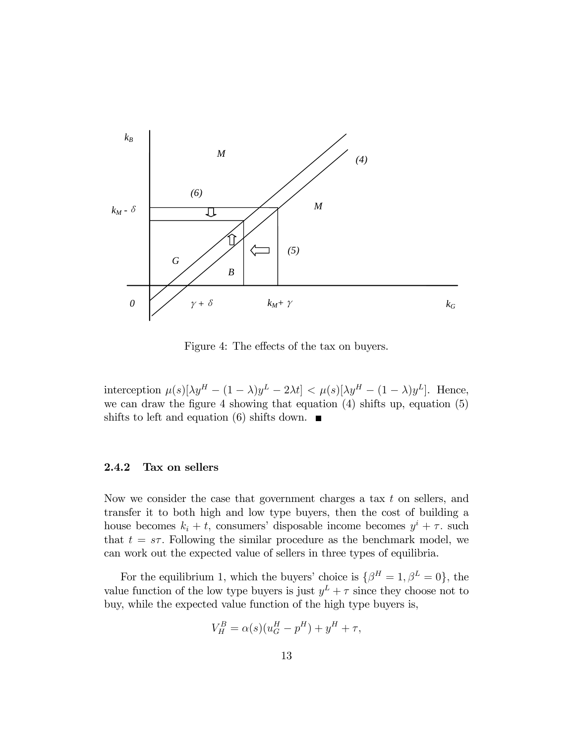Figure 4: The effects of the tax on buyers.

interception $\mu(s)[\lambda y^H - (1-\lambda)y^L - 2\lambda t] < \mu(s)[\lambda y^H - (1-\lambda)y^L]$. Hence, we can draw the figure 4 showing that equation (4) shifts up, equation (5) shifts to left and equation (6) shifts down. ■

### 2.4.2 Tax on sellers

Now we consider the case that government charges a tax $t$ on sellers, and transfer it to both high and low type buyers, then the cost of building a house becomes $k_i + t$, consumers' disposable income becomes $y^i + \tau$. such that $t = s\tau$. Following the similar procedure as the benchmark model, we can work out the expected value of sellers in three types of equilibria.

For the equilibrium 1, which the buyers' choice is $\{\beta^H = 1, \beta^L = 0\}$, the value function of the low type buyers is just $y^L + \tau$ since they choose not to buy, while the expected value function of the high type buyers is,

$$V_H^B = \alpha(s)(u_G^H - p^H) + y^H + \tau,$$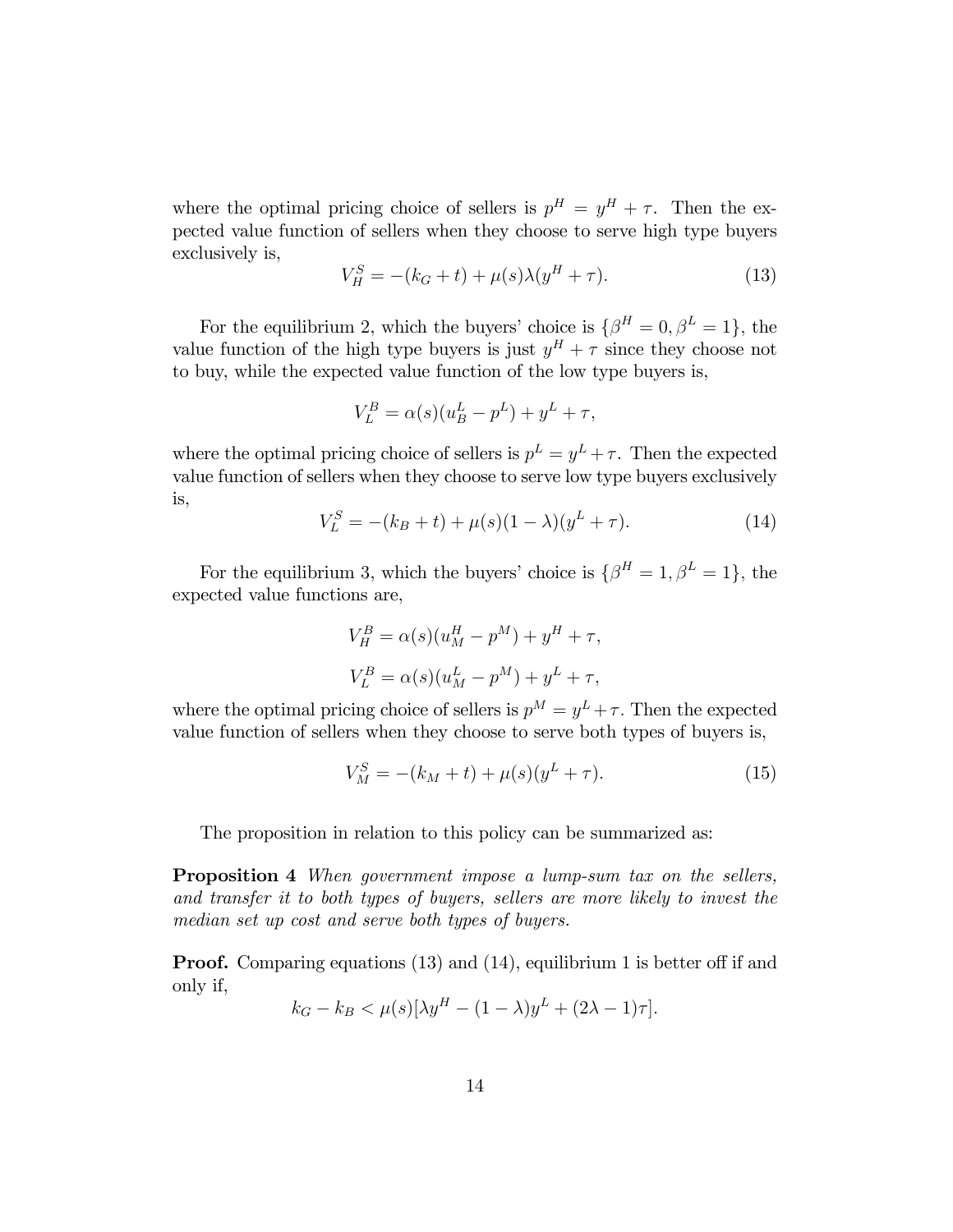where the optimal pricing choice of sellers is $p^H = y^H + \tau$. Then the expected value function of sellers when they choose to serve high type buyers exclusively is,

$$V_H^S = -(k_G + t) + \mu(s)\lambda(y^H + \tau). \tag{13}$$

For the equilibrium 2, which the buyers' choice is $\{\beta^H = 0, \beta^L = 1\}$, the value function of the high type buyers is just $y^H + \tau$ since they choose not to buy, while the expected value function of the low type buyers is,

$$V_L^B = \alpha(s)(u_B^L - p^L) + y^L + \tau,$$

where the optimal pricing choice of sellers is $p^L = y^L + \tau$. Then the expected value function of sellers when they choose to serve low type buyers exclusively is,

$$V_L^S = -(k_B + t) + \mu(s)(1 - \lambda)(y^L + \tau). \tag{14}$$

For the equilibrium 3, which the buyers' choice is $\{\beta^H = 1, \beta^L = 1\}$, the expected value functions are,

$$V_H^B = \alpha(s)(u_M^H - p^M) + y^H + \tau,$$

$$V_L^B = \alpha(s)(u_M^L - p^M) + y^L + \tau,$$

where the optimal pricing choice of sellers is $p^M = y^L + \tau$. Then the expected value function of sellers when they choose to serve both types of buyers is,

$$V_M^S = -(k_M + t) + \mu(s)(y^L + \tau). \tag{15}$$

The proposition in relation to this policy can be summarized as:

**Proposition 4** *When government impose a lump-sum tax on the sellers, and transfer it to both types of buyers, sellers are more likely to invest the median set up cost and serve both types of buyers.*

**Proof.** Comparing equations (13) and (14), equilibrium 1 is better off if and only if,

$$k_G - k_B < \mu(s)[\lambda y^H - (1 - \lambda)y^L + (2\lambda - 1)\tau].$$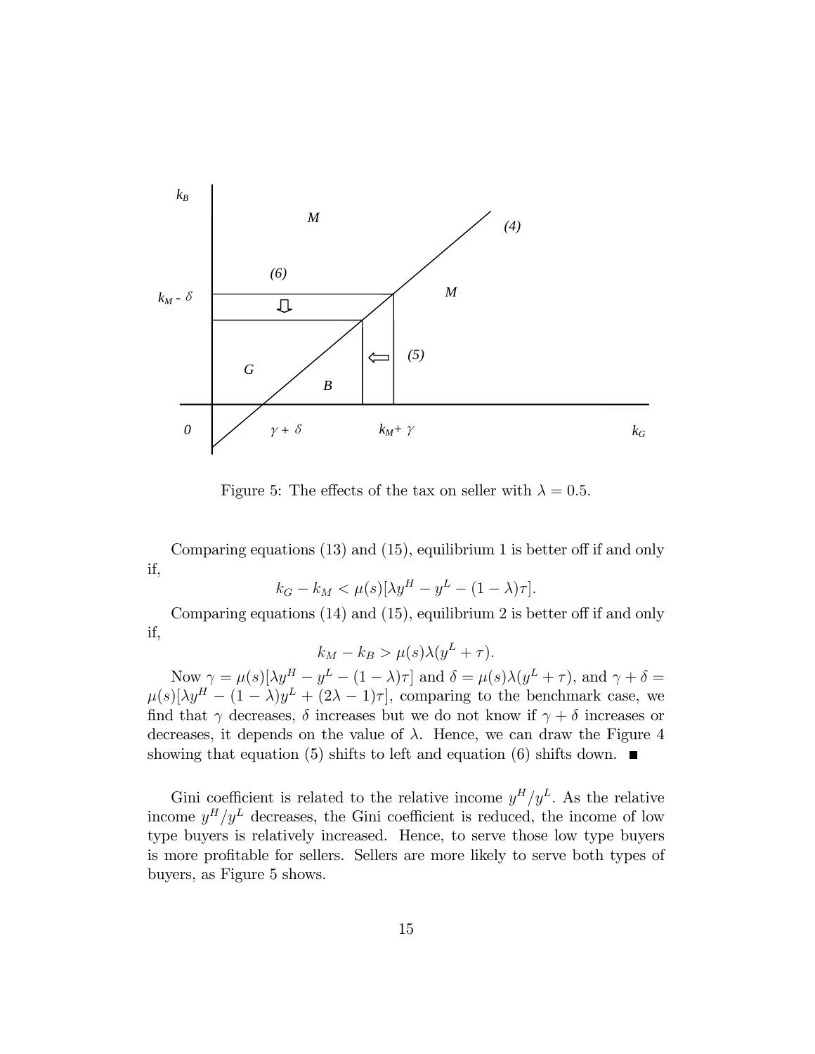Figure 5: The effects of the tax on seller with $\lambda = 0.5$.

Comparing equations (13) and (15), equilibrium 1 is better off if and only if,

$$k_G - k_M < \mu(s)[\lambda y^H - y^L - (1-\lambda)\tau].$$

Comparing equations (14) and (15), equilibrium 2 is better off if and only if,

$$k_M - k_B > \mu(s)\lambda(y^L + \tau).$$

Now $\gamma = \mu(s)[\lambda y^H - y^L - (1-\lambda)\tau]$ and $\delta = \mu(s)\lambda(y^L + \tau)$, and $\gamma + \delta = \mu(s)[\lambda y^H - (1-\lambda)y^L + (2\lambda - 1)\tau]$, comparing to the benchmark case, we find that $\gamma$ decreases, $\delta$ increases but we do not know if $\gamma + \delta$ increases or decreases, it depends on the value of $\lambda$. Hence, we can draw the Figure 4 showing that equation (5) shifts to left and equation (6) shifts down. ■

Gini coefficient is related to the relative income $y^H/y^L$. As the relative income $y^H/y^L$ decreases, the Gini coefficient is reduced, the income of low type buyers is relatively increased. Hence, to serve those low type buyers is more profitable for sellers. Sellers are more likely to serve both types of buyers, as Figure 5 shows.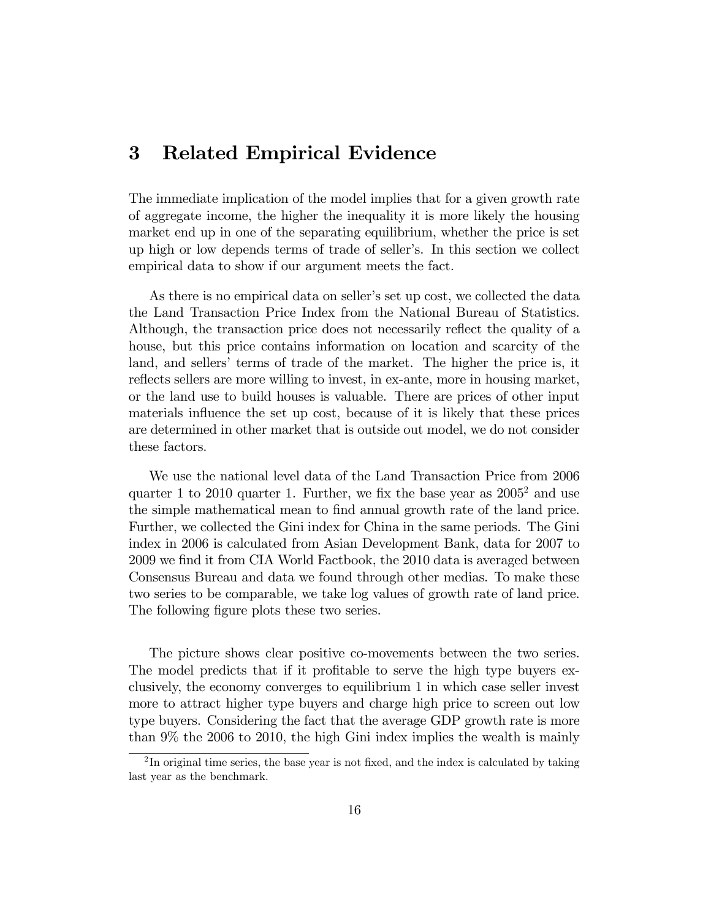# 3 Related Empirical Evidence

The immediate implication of the model implies that for a given growth rate of aggregate income, the higher the inequality it is more likely the housing market end up in one of the separating equilibrium, whether the price is set up high or low depends terms of trade of seller's. In this section we collect empirical data to show if our argument meets the fact.

As there is no empirical data on seller's set up cost, we collected the data the Land Transaction Price Index from the National Bureau of Statistics. Although, the transaction price does not necessarily reflect the quality of a house, but this price contains information on location and scarcity of the land, and sellers' terms of trade of the market. The higher the price is, it reflects sellers are more willing to invest, in ex-ante, more in housing market, or the land use to build houses is valuable. There are prices of other input materials influence the set up cost, because of it is likely that these prices are determined in other market that is outside out model, we do not consider these factors.

We use the national level data of the Land Transaction Price from 2006 quarter 1 to 2010 quarter 1. Further, we fix the base year as 2005[2] and use the simple mathematical mean to find annual growth rate of the land price. Further, we collected the Gini index for China in the same periods. The Gini index in 2006 is calculated from Asian Development Bank, data for 2007 to 2009 we find it from CIA World Factbook, the 2010 data is averaged between Consensus Bureau and data we found through other medias. To make these two series to be comparable, we take log values of growth rate of land price. The following figure plots these two series.

The picture shows clear positive co-movements between the two series. The model predicts that if it profitable to serve the high type buyers exclusively, the economy converges to equilibrium 1 in which case seller invest more to attract higher type buyers and charge high price to screen out low type buyers. Considering the fact that the average GDP growth rate is more than 9% the 2006 to 2010, the high Gini index implies the wealth is mainly

[2] In original time series, the base year is not fixed, and the index is calculated by taking last year as the benchmark.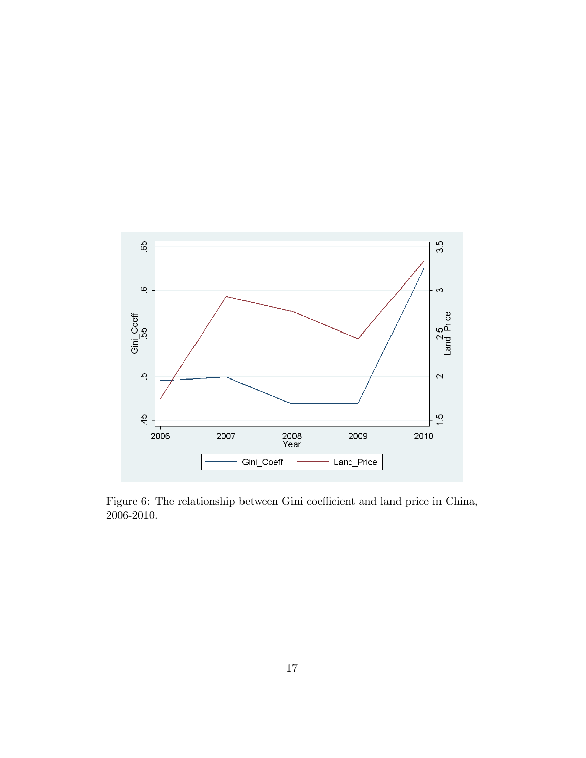Figure 6: The relationship between Gini coefficient and land price in China, 2006-2010.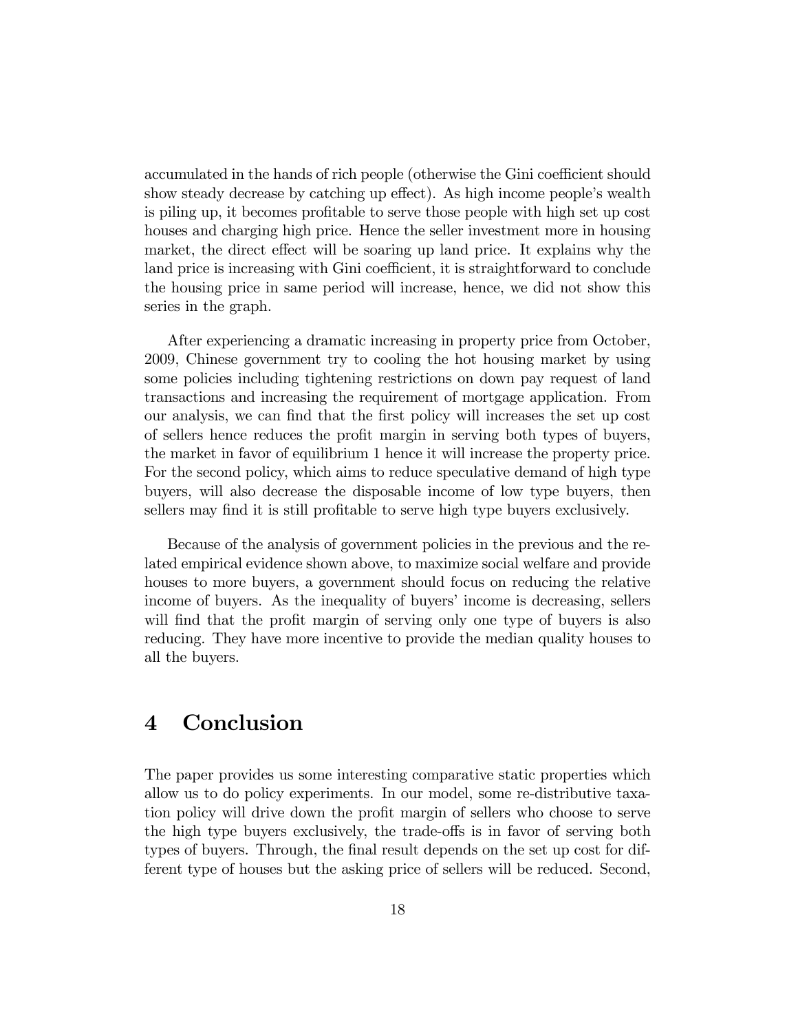accumulated in the hands of rich people (otherwise the Gini coefficient should show steady decrease by catching up effect). As high income people's wealth is piling up, it becomes profitable to serve those people with high set up cost houses and charging high price. Hence the seller investment more in housing market, the direct effect will be soaring up land price. It explains why the land price is increasing with Gini coefficient, it is straightforward to conclude the housing price in same period will increase, hence, we did not show this series in the graph.

After experiencing a dramatic increasing in property price from October, 2009, Chinese government try to cooling the hot housing market by using some policies including tightening restrictions on down pay request of land transactions and increasing the requirement of mortgage application. From our analysis, we can find that the first policy will increases the set up cost of sellers hence reduces the profit margin in serving both types of buyers, the market in favor of equilibrium 1 hence it will increase the property price. For the second policy, which aims to reduce speculative demand of high type buyers, will also decrease the disposable income of low type buyers, then sellers may find it is still profitable to serve high type buyers exclusively.

Because of the analysis of government policies in the previous and the related empirical evidence shown above, to maximize social welfare and provide houses to more buyers, a government should focus on reducing the relative income of buyers. As the inequality of buyers' income is decreasing, sellers will find that the profit margin of serving only one type of buyers is also reducing. They have more incentive to provide the median quality houses to all the buyers.

# 4 Conclusion

The paper provides us some interesting comparative static properties which allow us to do policy experiments. In our model, some re-distributive taxation policy will drive down the profit margin of sellers who choose to serve the high type buyers exclusively, the trade-offs is in favor of serving both types of buyers. Through, the final result depends on the set up cost for different type of houses but the asking price of sellers will be reduced. Second,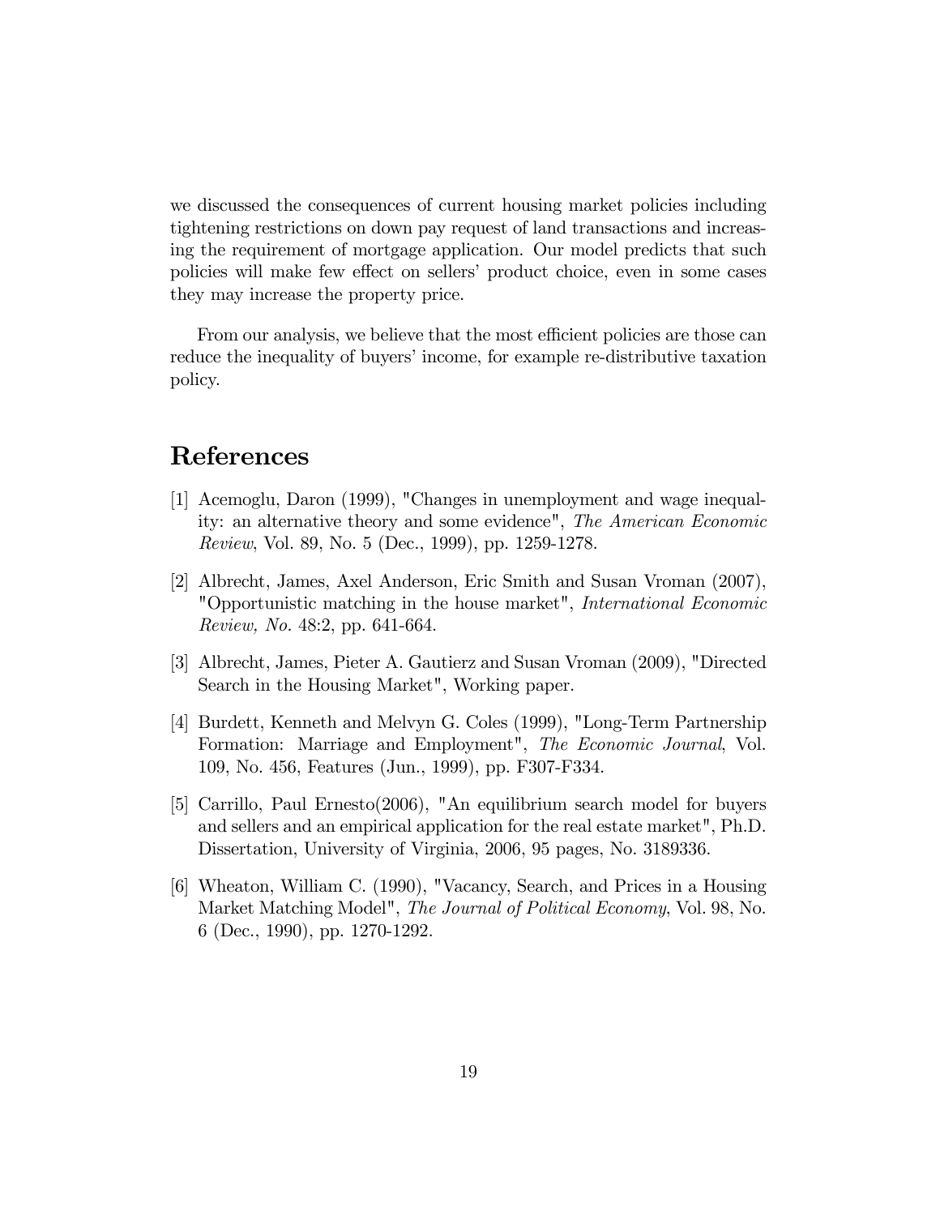we discussed the consequences of current housing market policies including tightening restrictions on down pay request of land transactions and increasing the requirement of mortgage application. Our model predicts that such policies will make few effect on sellers' product choice, even in some cases they may increase the property price.

From our analysis, we believe that the most efficient policies are those can reduce the inequality of buyers' income, for example re-distributive taxation policy.

# References

[1] Acemoglu, Daron (1999), "Changes in unemployment and wage inequality: an alternative theory and some evidence", *The American Economic Review*, Vol. 89, No. 5 (Dec., 1999), pp. 1259-1278.

[2] Albrecht, James, Axel Anderson, Eric Smith and Susan Vroman (2007), "Opportunistic matching in the house market", *International Economic Review, No.* 48:2, pp. 641-664.

[3] Albrecht, James, Pieter A. Gautierz and Susan Vroman (2009), "Directed Search in the Housing Market", Working paper.

[4] Burdett, Kenneth and Melvyn G. Coles (1999), "Long-Term Partnership Formation: Marriage and Employment", *The Economic Journal*, Vol. 109, No. 456, Features (Jun., 1999), pp. F307-F334.

[5] Carrillo, Paul Ernesto(2006), "An equilibrium search model for buyers and sellers and an empirical application for the real estate market", Ph.D. Dissertation, University of Virginia, 2006, 95 pages, No. 3189336.

[6] Wheaton, William C. (1990), "Vacancy, Search, and Prices in a Housing Market Matching Model", *The Journal of Political Economy*, Vol. 98, No. 6 (Dec., 1990), pp. 1270-1292.